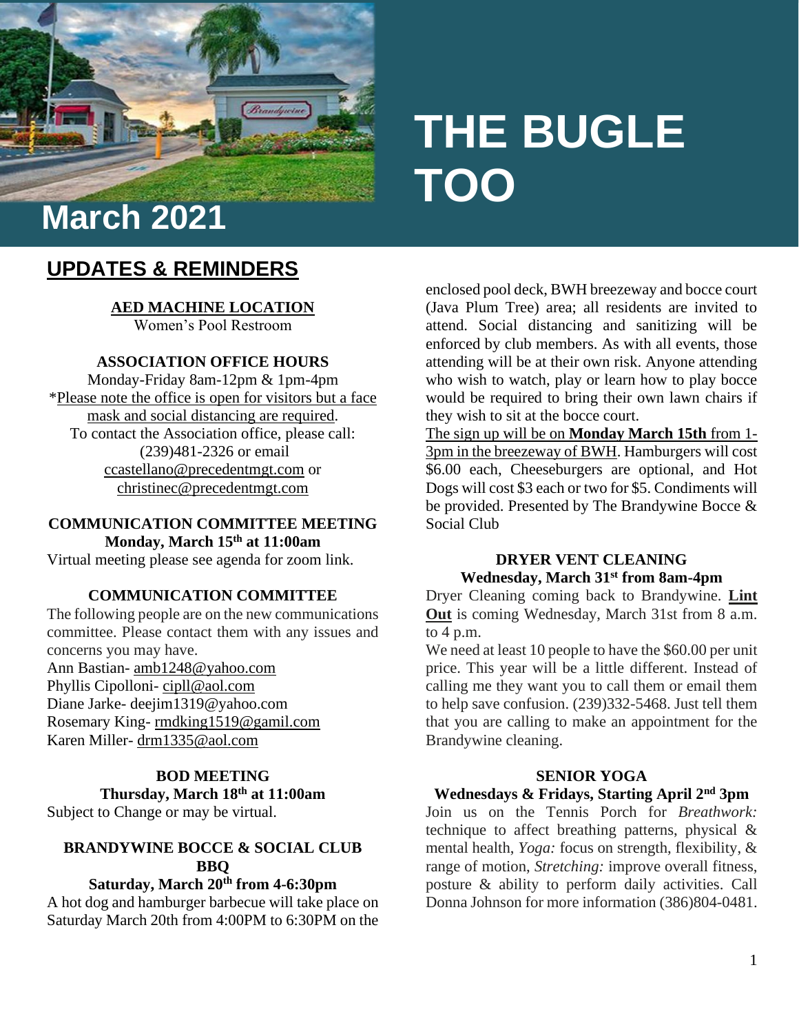# THE BUGLE TOO

## March 2021

## UPDATES & REMINDERS

**AED MACHINE LOCATION**

Women's Pool Restroom

**ASSOCIATION OFFICE HOURS**

Monday-Friday 8am-12pm & 1pm-4pm

*Please note the office is open for visitors but a face mask and social distancing are required.

To contact the Association office, please call: (239)481-2326 or email ccastellano@precedentmgt.com or christinec@precedentmgt.com

**COMMUNICATION COMMITTEE MEETING**
**Monday, March 15th at 11:00am**

Virtual meeting please see agenda for zoom link.

**COMMUNICATION COMMITTEE**

The following people are on the new communications committee. Please contact them with any issues and concerns you may have.

Ann Bastian- amb1248@yahoo.com
Phyllis Cipolloni- cipll@aol.com
Diane Jarke- deejim1319@yahoo.com
Rosemary King- rmdking1519@gamil.com
Karen Miller- drm1335@aol.com

**BOD MEETING**
**Thursday, March 18th at 11:00am**

Subject to Change or may be virtual.

**BRANDYWINE BOCCE & SOCIAL CLUB BBQ**
**Saturday, March 20th from 4-6:30pm**

A hot dog and hamburger barbecue will take place on Saturday March 20th from 4:00PM to 6:30PM on the enclosed pool deck, BWH breezeway and bocce court (Java Plum Tree) area; all residents are invited to attend. Social distancing and sanitizing will be enforced by club members. As with all events, those attending will be at their own risk. Anyone attending who wish to watch, play or learn how to play bocce would be required to bring their own lawn chairs if they wish to sit at the bocce court.

The sign up will be on **Monday March 15th** from 1-3pm in the breezeway of BWH. Hamburgers will cost $6.00 each, Cheeseburgers are optional, and Hot Dogs will cost $3 each or two for $5. Condiments will be provided. Presented by The Brandywine Bocce & Social Club

**DRYER VENT CLEANING**
**Wednesday, March 31st from 8am-4pm**

Dryer Cleaning coming back to Brandywine. **Lint Out** is coming Wednesday, March 31st from 8 a.m. to 4 p.m.

We need at least 10 people to have the $60.00 per unit price. This year will be a little different. Instead of calling me they want you to call them or email them to help save confusion. (239)332-5468. Just tell them that you are calling to make an appointment for the Brandywine cleaning.

**SENIOR YOGA**
**Wednesdays & Fridays, Starting April 2nd 3pm**

Join us on the Tennis Porch for *Breathwork:* technique to affect breathing patterns, physical & mental health, *Yoga:* focus on strength, flexibility, & range of motion, *Stretching:* improve overall fitness, posture & ability to perform daily activities. Call Donna Johnson for more information (386)804-0481.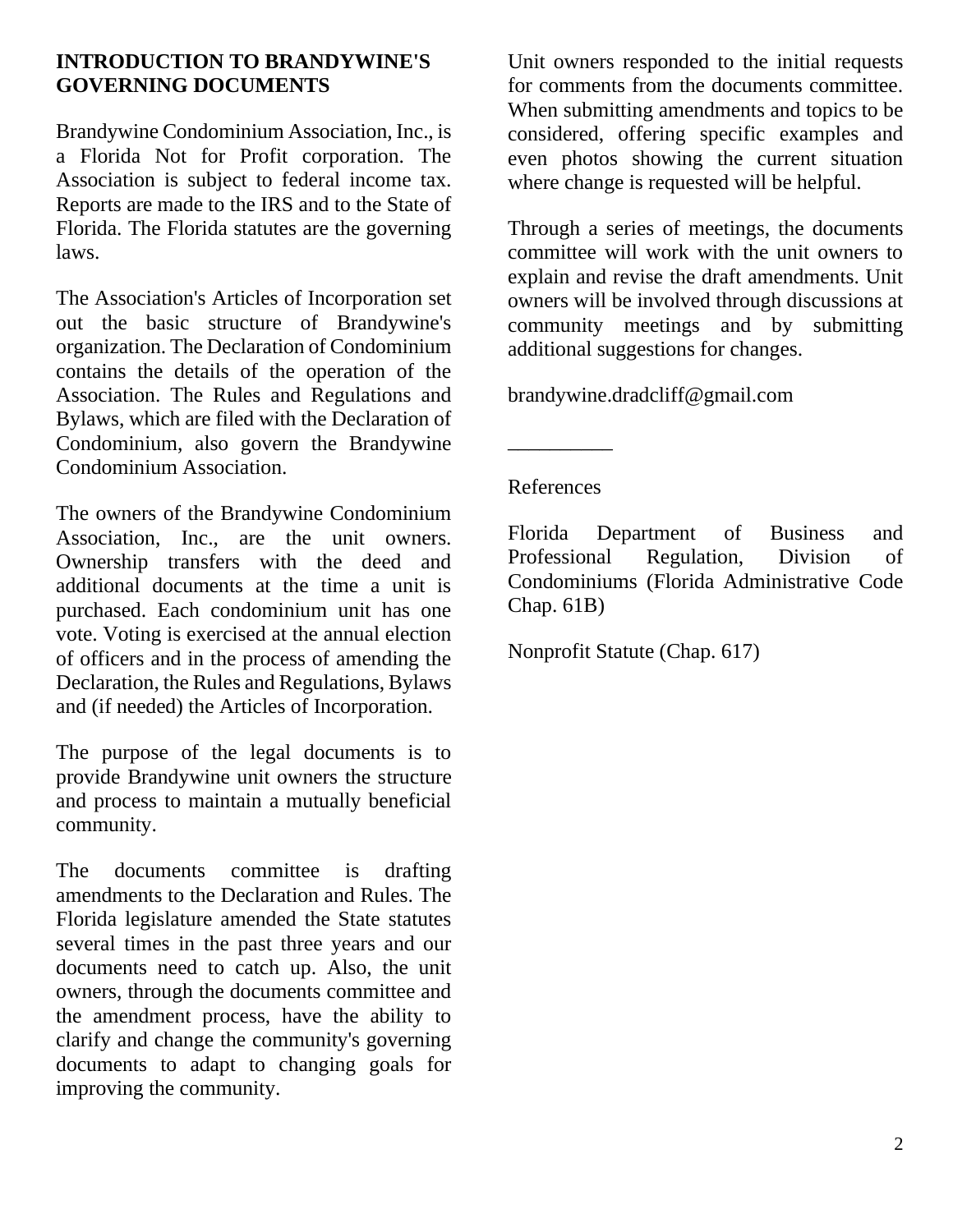**INTRODUCTION TO BRANDYWINE'S GOVERNING DOCUMENTS**

Brandywine Condominium Association, Inc., is a Florida Not for Profit corporation. The Association is subject to federal income tax. Reports are made to the IRS and to the State of Florida. The Florida statutes are the governing laws.

The Association's Articles of Incorporation set out the basic structure of Brandywine's organization. The Declaration of Condominium contains the details of the operation of the Association. The Rules and Regulations and Bylaws, which are filed with the Declaration of Condominium, also govern the Brandywine Condominium Association.

The owners of the Brandywine Condominium Association, Inc., are the unit owners. Ownership transfers with the deed and additional documents at the time a unit is purchased. Each condominium unit has one vote. Voting is exercised at the annual election of officers and in the process of amending the Declaration, the Rules and Regulations, Bylaws and (if needed) the Articles of Incorporation.

The purpose of the legal documents is to provide Brandywine unit owners the structure and process to maintain a mutually beneficial community.

The documents committee is drafting amendments to the Declaration and Rules. The Florida legislature amended the State statutes several times in the past three years and our documents need to catch up. Also, the unit owners, through the documents committee and the amendment process, have the ability to clarify and change the community's governing documents to adapt to changing goals for improving the community.

Unit owners responded to the initial requests for comments from the documents committee. When submitting amendments and topics to be considered, offering specific examples and even photos showing the current situation where change is requested will be helpful.

Through a series of meetings, the documents committee will work with the unit owners to explain and revise the draft amendments. Unit owners will be involved through discussions at community meetings and by submitting additional suggestions for changes.

brandywine.dradcliff@gmail.com

__________

References

Florida Department of Business and Professional Regulation, Division of Condominiums (Florida Administrative Code Chap. 61B)

Nonprofit Statute (Chap. 617)